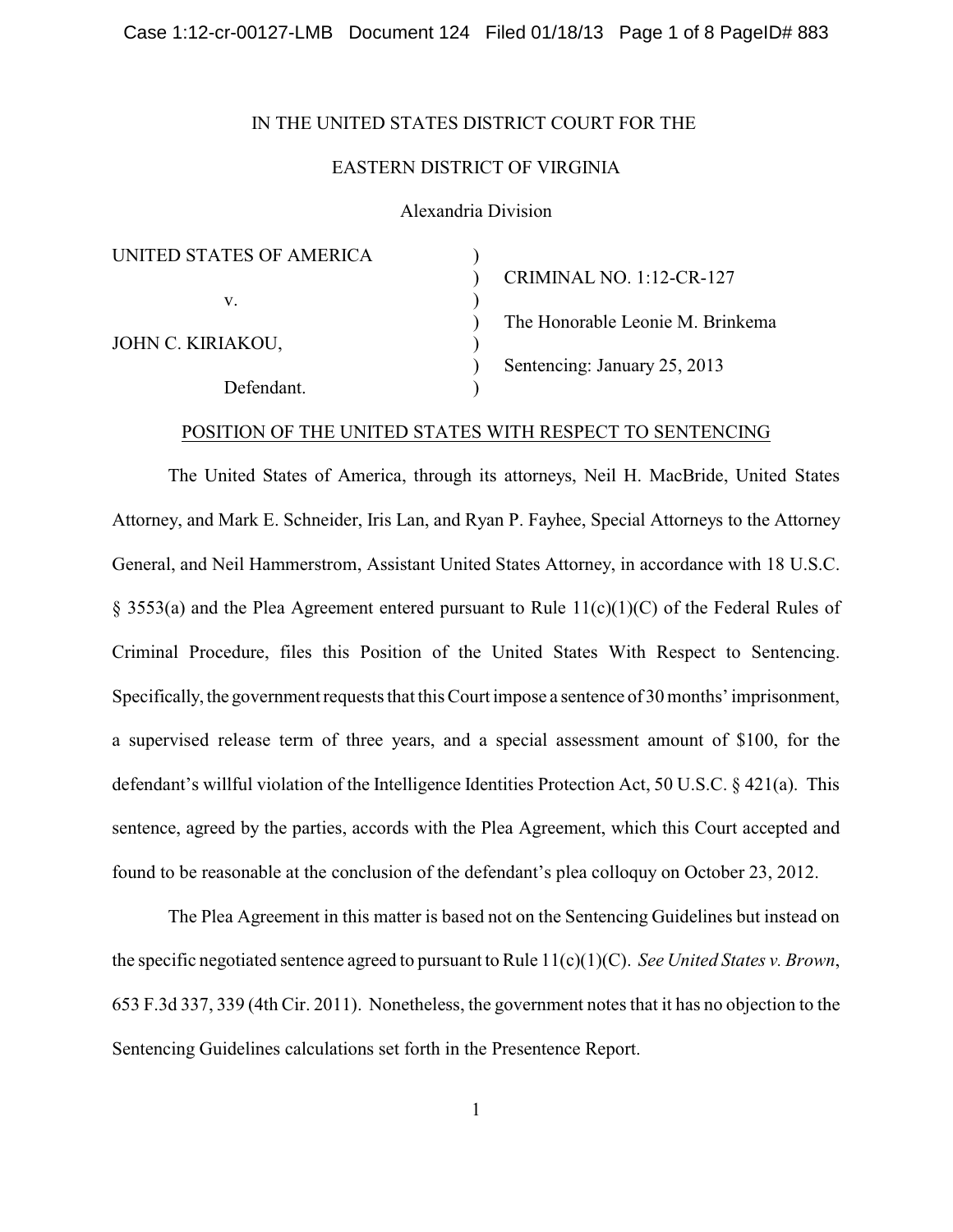IN THE UNITED STATES DISTRICT COURT FOR THE

EASTERN DISTRICT OF VIRGINIA

Alexandria Division

| | | |
|---|---|---|
| UNITED STATES OF AMERICA | ) | |
| | ) | CRIMINAL NO. 1:12-CR-127 |
| v. | ) | |
| | ) | The Honorable Leonie M. Brinkema |
| JOHN C. KIRIAKOU, | ) | |
| | ) | Sentencing: January 25, 2013 |
| Defendant. | ) | |

POSITION OF THE UNITED STATES WITH RESPECT TO SENTENCING

The United States of America, through its attorneys, Neil H. MacBride, United States Attorney, and Mark E. Schneider, Iris Lan, and Ryan P. Fayhee, Special Attorneys to the Attorney General, and Neil Hammerstrom, Assistant United States Attorney, in accordance with 18 U.S.C. § 3553(a) and the Plea Agreement entered pursuant to Rule 11(c)(1)(C) of the Federal Rules of Criminal Procedure, files this Position of the United States With Respect to Sentencing. Specifically, the government requests that this Court impose a sentence of 30 months' imprisonment, a supervised release term of three years, and a special assessment amount of $100, for the defendant's willful violation of the Intelligence Identities Protection Act, 50 U.S.C. § 421(a). This sentence, agreed by the parties, accords with the Plea Agreement, which this Court accepted and found to be reasonable at the conclusion of the defendant's plea colloquy on October 23, 2012.

The Plea Agreement in this matter is based not on the Sentencing Guidelines but instead on the specific negotiated sentence agreed to pursuant to Rule 11(c)(1)(C). *See United States v. Brown*, 653 F.3d 337, 339 (4th Cir. 2011). Nonetheless, the government notes that it has no objection to the Sentencing Guidelines calculations set forth in the Presentence Report.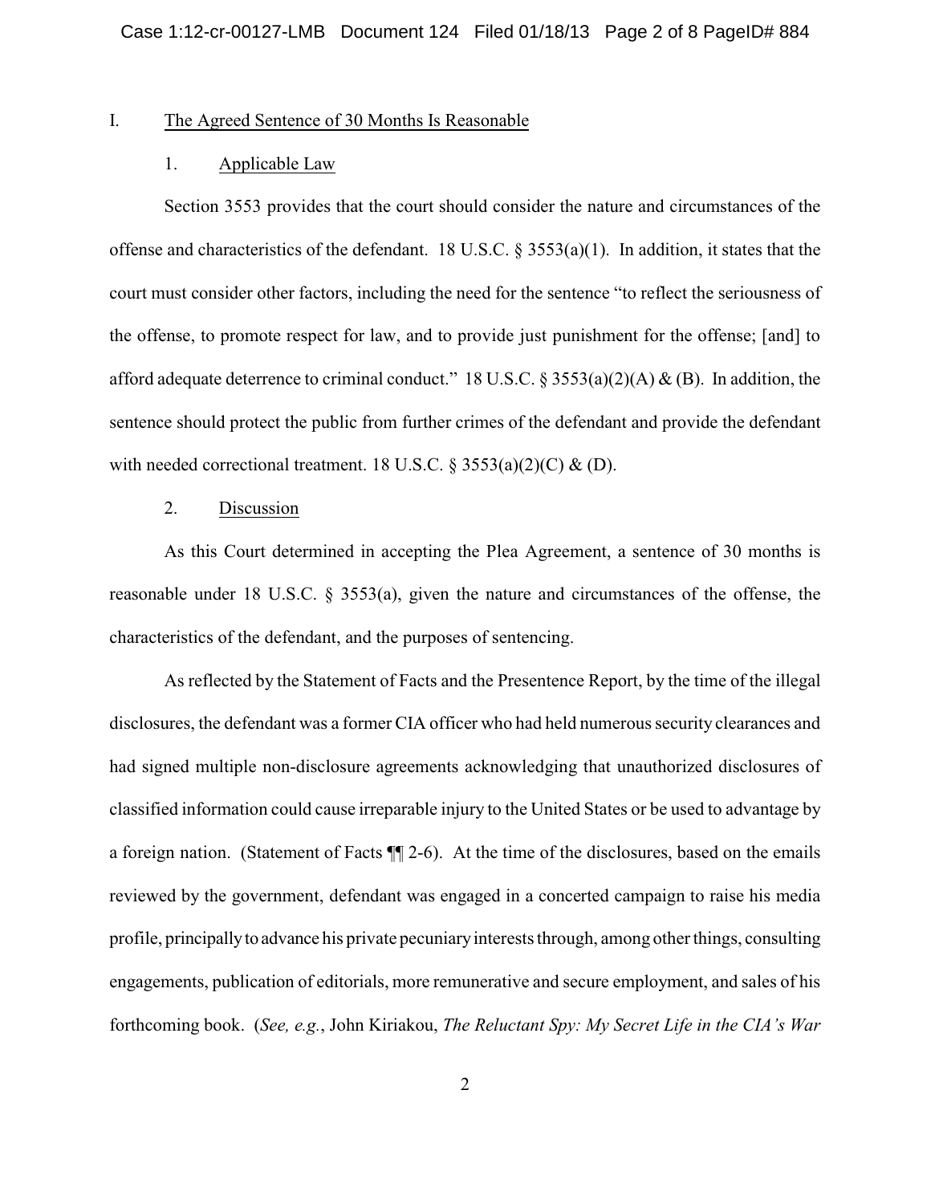## I. <u>The Agreed Sentence of 30 Months Is Reasonable</u>

### 1. <u>Applicable Law</u>

Section 3553 provides that the court should consider the nature and circumstances of the offense and characteristics of the defendant. 18 U.S.C. § 3553(a)(1). In addition, it states that the court must consider other factors, including the need for the sentence "to reflect the seriousness of the offense, to promote respect for law, and to provide just punishment for the offense; [and] to afford adequate deterrence to criminal conduct." 18 U.S.C. § 3553(a)(2)(A) & (B). In addition, the sentence should protect the public from further crimes of the defendant and provide the defendant with needed correctional treatment. 18 U.S.C. § 3553(a)(2)(C) & (D).

### 2. <u>Discussion</u>

As this Court determined in accepting the Plea Agreement, a sentence of 30 months is reasonable under 18 U.S.C. § 3553(a), given the nature and circumstances of the offense, the characteristics of the defendant, and the purposes of sentencing.

As reflected by the Statement of Facts and the Presentence Report, by the time of the illegal disclosures, the defendant was a former CIA officer who had held numerous security clearances and had signed multiple non-disclosure agreements acknowledging that unauthorized disclosures of classified information could cause irreparable injury to the United States or be used to advantage by a foreign nation. (Statement of Facts ¶¶ 2-6). At the time of the disclosures, based on the emails reviewed by the government, defendant was engaged in a concerted campaign to raise his media profile, principally to advance his private pecuniary interests through, among other things, consulting engagements, publication of editorials, more remunerative and secure employment, and sales of his forthcoming book. (*See, e.g.*, John Kiriakou, *The Reluctant Spy: My Secret Life in the CIA's War*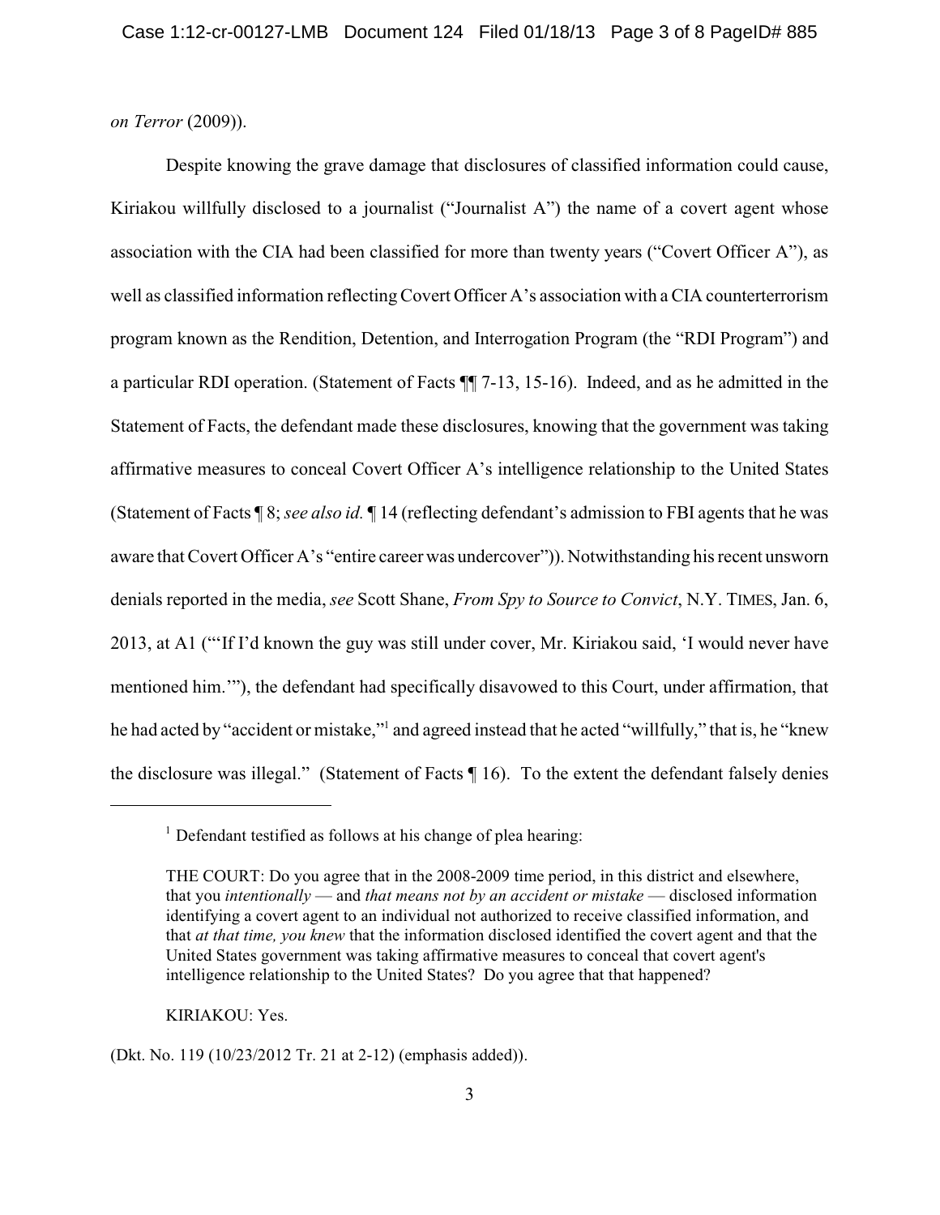*on Terror* (2009)).

Despite knowing the grave damage that disclosures of classified information could cause, Kiriakou willfully disclosed to a journalist ("Journalist A") the name of a covert agent whose association with the CIA had been classified for more than twenty years ("Covert Officer A"), as well as classified information reflecting Covert Officer A's association with a CIA counterterrorism program known as the Rendition, Detention, and Interrogation Program (the "RDI Program") and a particular RDI operation. (Statement of Facts ¶¶ 7-13, 15-16). Indeed, and as he admitted in the Statement of Facts, the defendant made these disclosures, knowing that the government was taking affirmative measures to conceal Covert Officer A's intelligence relationship to the United States (Statement of Facts ¶ 8; *see also id.* ¶ 14 (reflecting defendant's admission to FBI agents that he was aware that Covert Officer A's "entire career was undercover")). Notwithstanding his recent unsworn denials reported in the media, *see* Scott Shane, *From Spy to Source to Convict*, N.Y. TIMES, Jan. 6, 2013, at A1 ("'If I'd known the guy was still under cover, Mr. Kiriakou said, 'I would never have mentioned him.'"), the defendant had specifically disavowed to this Court, under affirmation, that he had acted by "accident or mistake,"[1] and agreed instead that he acted "willfully," that is, he "knew the disclosure was illegal." (Statement of Facts ¶ 16). To the extent the defendant falsely denies

---

[1] Defendant testified as follows at his change of plea hearing:

> THE COURT: Do you agree that in the 2008-2009 time period, in this district and elsewhere, that you *intentionally* — and *that means not by an accident or mistake* — disclosed information identifying a covert agent to an individual not authorized to receive classified information, and that *at that time, you knew* that the information disclosed identified the covert agent and that the United States government was taking affirmative measures to conceal that covert agent's intelligence relationship to the United States? Do you agree that that happened?
>
> KIRIAKOU: Yes.

(Dkt. No. 119 (10/23/2012 Tr. 21 at 2-12) (emphasis added)).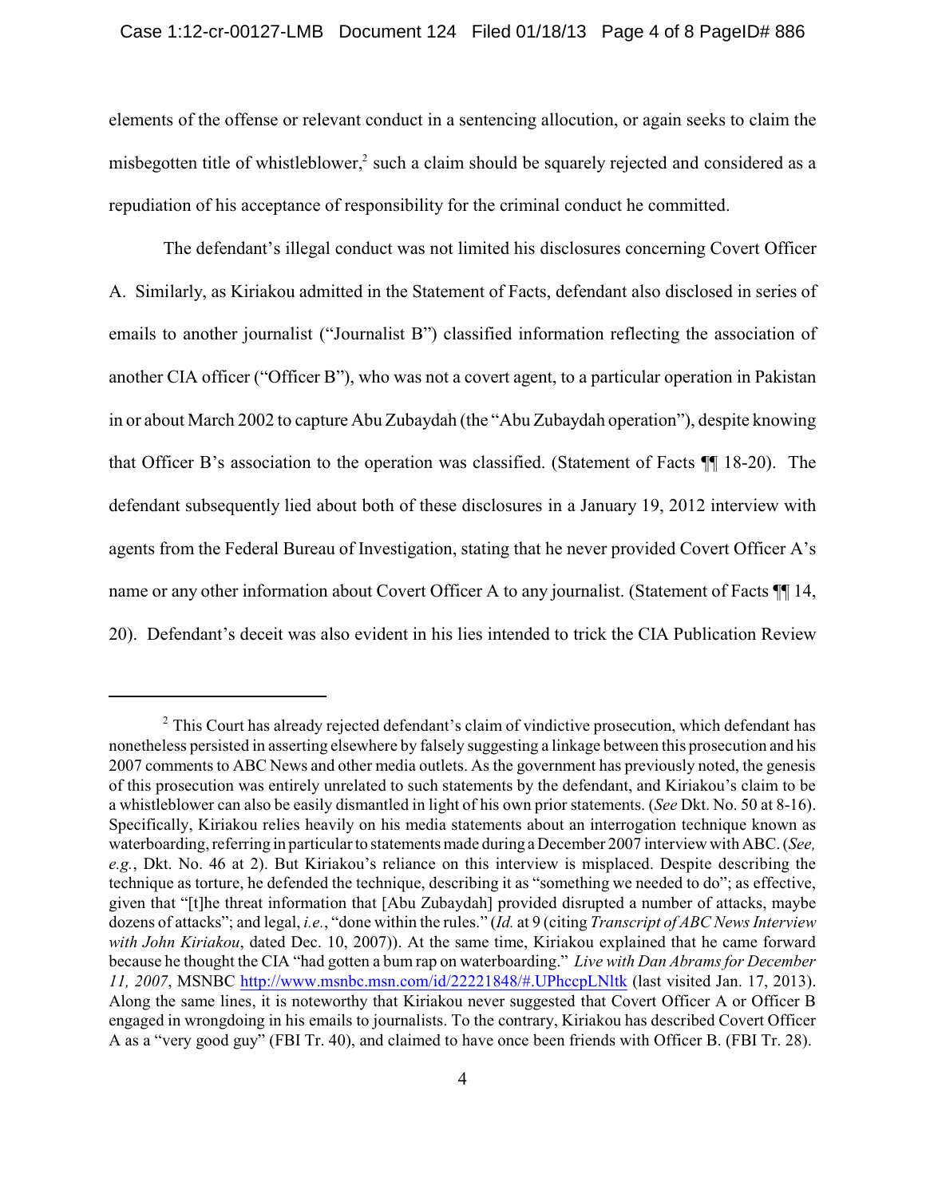elements of the offense or relevant conduct in a sentencing allocution, or again seeks to claim the misbegotten title of whistleblower,[2] such a claim should be squarely rejected and considered as a repudiation of his acceptance of responsibility for the criminal conduct he committed.

The defendant's illegal conduct was not limited his disclosures concerning Covert Officer A. Similarly, as Kiriakou admitted in the Statement of Facts, defendant also disclosed in series of emails to another journalist ("Journalist B") classified information reflecting the association of another CIA officer ("Officer B"), who was not a covert agent, to a particular operation in Pakistan in or about March 2002 to capture Abu Zubaydah (the "Abu Zubaydah operation"), despite knowing that Officer B's association to the operation was classified. (Statement of Facts ¶¶ 18-20). The defendant subsequently lied about both of these disclosures in a January 19, 2012 interview with agents from the Federal Bureau of Investigation, stating that he never provided Covert Officer A's name or any other information about Covert Officer A to any journalist. (Statement of Facts ¶¶ 14, 20). Defendant's deceit was also evident in his lies intended to trick the CIA Publication Review

---

[2] This Court has already rejected defendant's claim of vindictive prosecution, which defendant has nonetheless persisted in asserting elsewhere by falsely suggesting a linkage between this prosecution and his 2007 comments to ABC News and other media outlets. As the government has previously noted, the genesis of this prosecution was entirely unrelated to such statements by the defendant, and Kiriakou's claim to be a whistleblower can also be easily dismantled in light of his own prior statements. (*See* Dkt. No. 50 at 8-16). Specifically, Kiriakou relies heavily on his media statements about an interrogation technique known as waterboarding, referring in particular to statements made during a December 2007 interview with ABC. (*See, e.g.*, Dkt. No. 46 at 2). But Kiriakou's reliance on this interview is misplaced. Despite describing the technique as torture, he defended the technique, describing it as "something we needed to do"; as effective, given that "[t]he threat information that [Abu Zubaydah] provided disrupted a number of attacks, maybe dozens of attacks"; and legal, *i.e.*, "done within the rules." (*Id.* at 9 (citing *Transcript of ABC News Interview with John Kiriakou*, dated Dec. 10, 2007)). At the same time, Kiriakou explained that he came forward because he thought the CIA "had gotten a bum rap on waterboarding." *Live with Dan Abrams for December 11, 2007*, MSNBC http://www.msnbc.msn.com/id/22221848/#.UPhccpLNltk (last visited Jan. 17, 2013). Along the same lines, it is noteworthy that Kiriakou never suggested that Covert Officer A or Officer B engaged in wrongdoing in his emails to journalists. To the contrary, Kiriakou has described Covert Officer A as a "very good guy" (FBI Tr. 40), and claimed to have once been friends with Officer B. (FBI Tr. 28).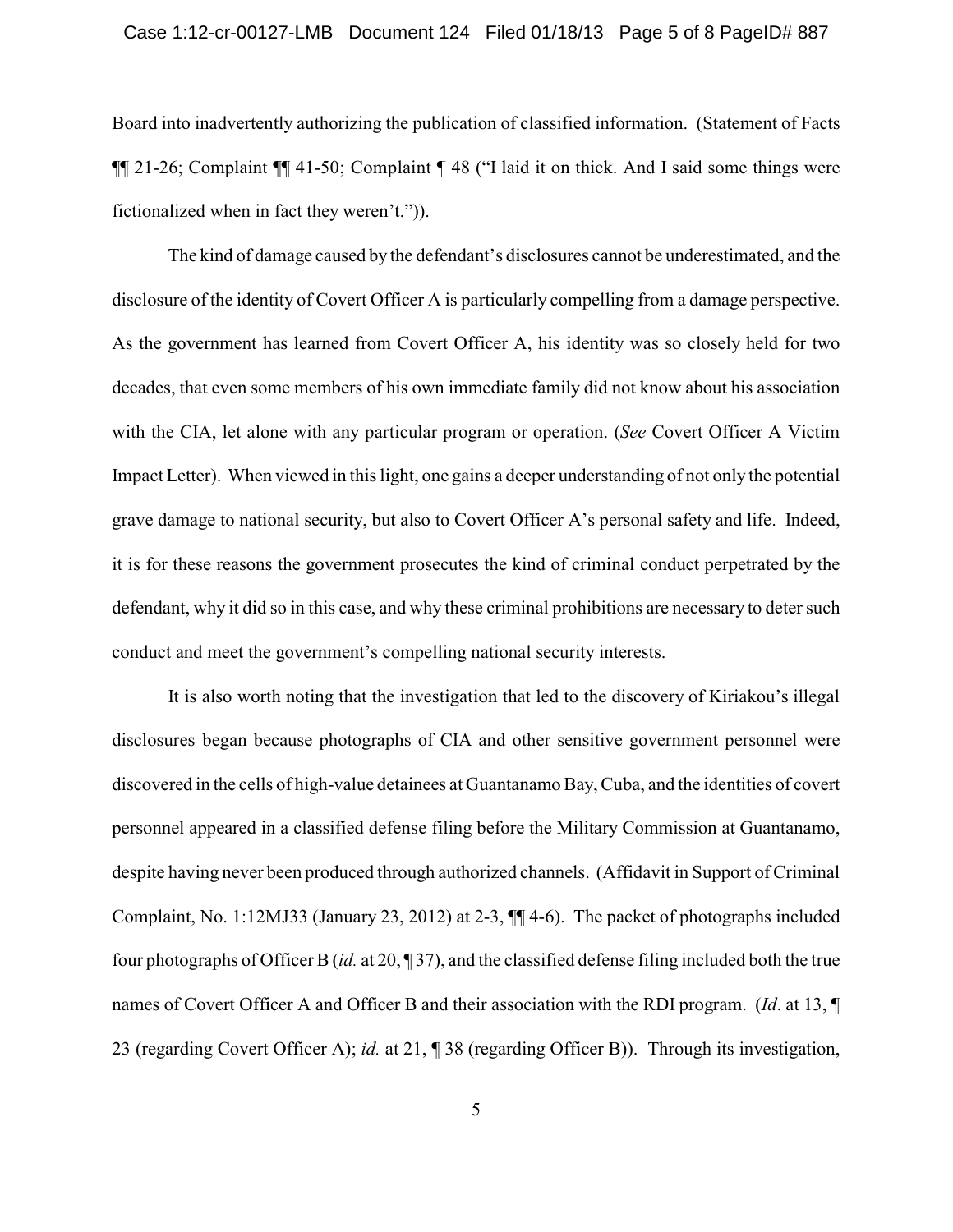Board into inadvertently authorizing the publication of classified information. (Statement of Facts ¶¶ 21-26; Complaint ¶¶ 41-50; Complaint ¶ 48 ("I laid it on thick. And I said some things were fictionalized when in fact they weren't.")).

The kind of damage caused by the defendant's disclosures cannot be underestimated, and the disclosure of the identity of Covert Officer A is particularly compelling from a damage perspective. As the government has learned from Covert Officer A, his identity was so closely held for two decades, that even some members of his own immediate family did not know about his association with the CIA, let alone with any particular program or operation. (*See* Covert Officer A Victim Impact Letter). When viewed in this light, one gains a deeper understanding of not only the potential grave damage to national security, but also to Covert Officer A's personal safety and life. Indeed, it is for these reasons the government prosecutes the kind of criminal conduct perpetrated by the defendant, why it did so in this case, and why these criminal prohibitions are necessary to deter such conduct and meet the government's compelling national security interests.

It is also worth noting that the investigation that led to the discovery of Kiriakou's illegal disclosures began because photographs of CIA and other sensitive government personnel were discovered in the cells of high-value detainees at Guantanamo Bay, Cuba, and the identities of covert personnel appeared in a classified defense filing before the Military Commission at Guantanamo, despite having never been produced through authorized channels. (Affidavit in Support of Criminal Complaint, No. 1:12MJ33 (January 23, 2012) at 2-3, ¶¶ 4-6). The packet of photographs included four photographs of Officer B (*id.* at 20, ¶ 37), and the classified defense filing included both the true names of Covert Officer A and Officer B and their association with the RDI program. (*Id*. at 13, ¶ 23 (regarding Covert Officer A); *id.* at 21, ¶ 38 (regarding Officer B)). Through its investigation,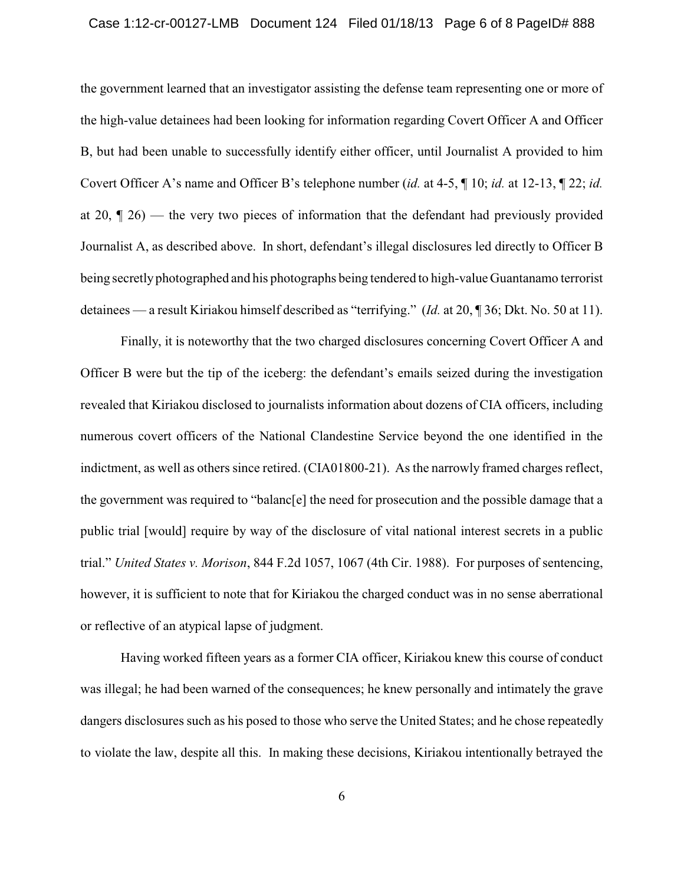the government learned that an investigator assisting the defense team representing one or more of the high-value detainees had been looking for information regarding Covert Officer A and Officer B, but had been unable to successfully identify either officer, until Journalist A provided to him Covert Officer A's name and Officer B's telephone number (*id.* at 4-5, ¶ 10; *id.* at 12-13, ¶ 22; *id.* at 20, ¶ 26) — the very two pieces of information that the defendant had previously provided Journalist A, as described above. In short, defendant's illegal disclosures led directly to Officer B being secretly photographed and his photographs being tendered to high-value Guantanamo terrorist detainees — a result Kiriakou himself described as "terrifying." (*Id.* at 20, ¶ 36; Dkt. No. 50 at 11).

Finally, it is noteworthy that the two charged disclosures concerning Covert Officer A and Officer B were but the tip of the iceberg: the defendant's emails seized during the investigation revealed that Kiriakou disclosed to journalists information about dozens of CIA officers, including numerous covert officers of the National Clandestine Service beyond the one identified in the indictment, as well as others since retired. (CIA01800-21). As the narrowly framed charges reflect, the government was required to "balanc[e] the need for prosecution and the possible damage that a public trial [would] require by way of the disclosure of vital national interest secrets in a public trial." *United States v. Morison*, 844 F.2d 1057, 1067 (4th Cir. 1988). For purposes of sentencing, however, it is sufficient to note that for Kiriakou the charged conduct was in no sense aberrational or reflective of an atypical lapse of judgment.

Having worked fifteen years as a former CIA officer, Kiriakou knew this course of conduct was illegal; he had been warned of the consequences; he knew personally and intimately the grave dangers disclosures such as his posed to those who serve the United States; and he chose repeatedly to violate the law, despite all this. In making these decisions, Kiriakou intentionally betrayed the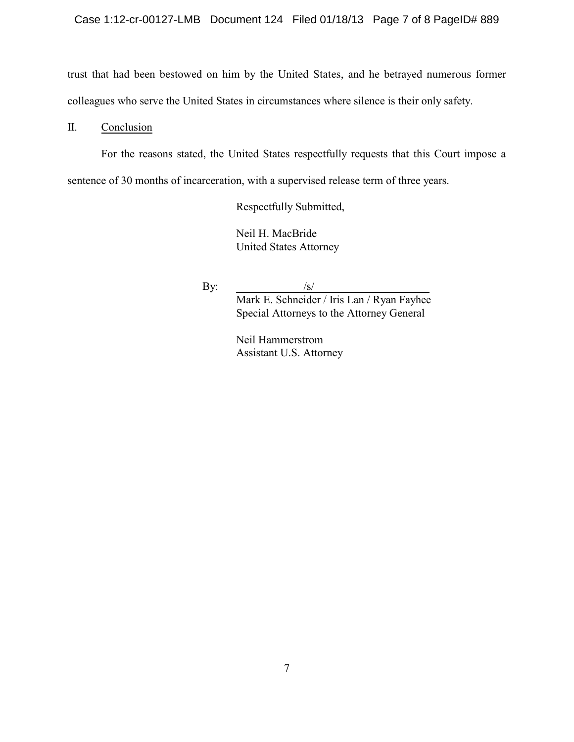trust that had been bestowed on him by the United States, and he betrayed numerous former colleagues who serve the United States in circumstances where silence is their only safety.

## II. Conclusion

For the reasons stated, the United States respectfully requests that this Court impose a sentence of 30 months of incarceration, with a supervised release term of three years.

Respectfully Submitted,

Neil H. MacBride
United States Attorney

By: /s/
Mark E. Schneider / Iris Lan / Ryan Fayhee
Special Attorneys to the Attorney General

Neil Hammerstrom
Assistant U.S. Attorney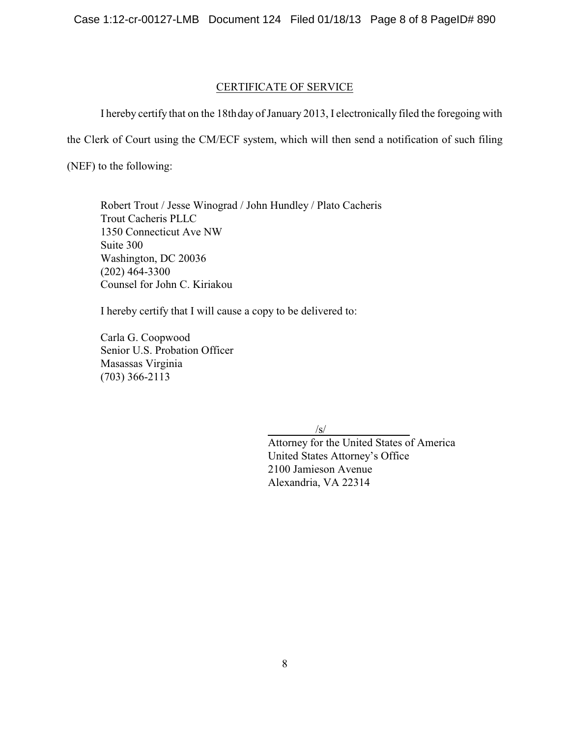## CERTIFICATE OF SERVICE

I hereby certify that on the 18th day of January 2013, I electronically filed the foregoing with the Clerk of Court using the CM/ECF system, which will then send a notification of such filing (NEF) to the following:

Robert Trout / Jesse Winograd / John Hundley / Plato Cacheris
Trout Cacheris PLLC
1350 Connecticut Ave NW
Suite 300
Washington, DC 20036
(202) 464-3300
Counsel for John C. Kiriakou

I hereby certify that I will cause a copy to be delivered to:

Carla G. Coopwood
Senior U.S. Probation Officer
Masassas Virginia
(703) 366-2113

/s/
Attorney for the United States of America
United States Attorney's Office
2100 Jamieson Avenue
Alexandria, VA 22314